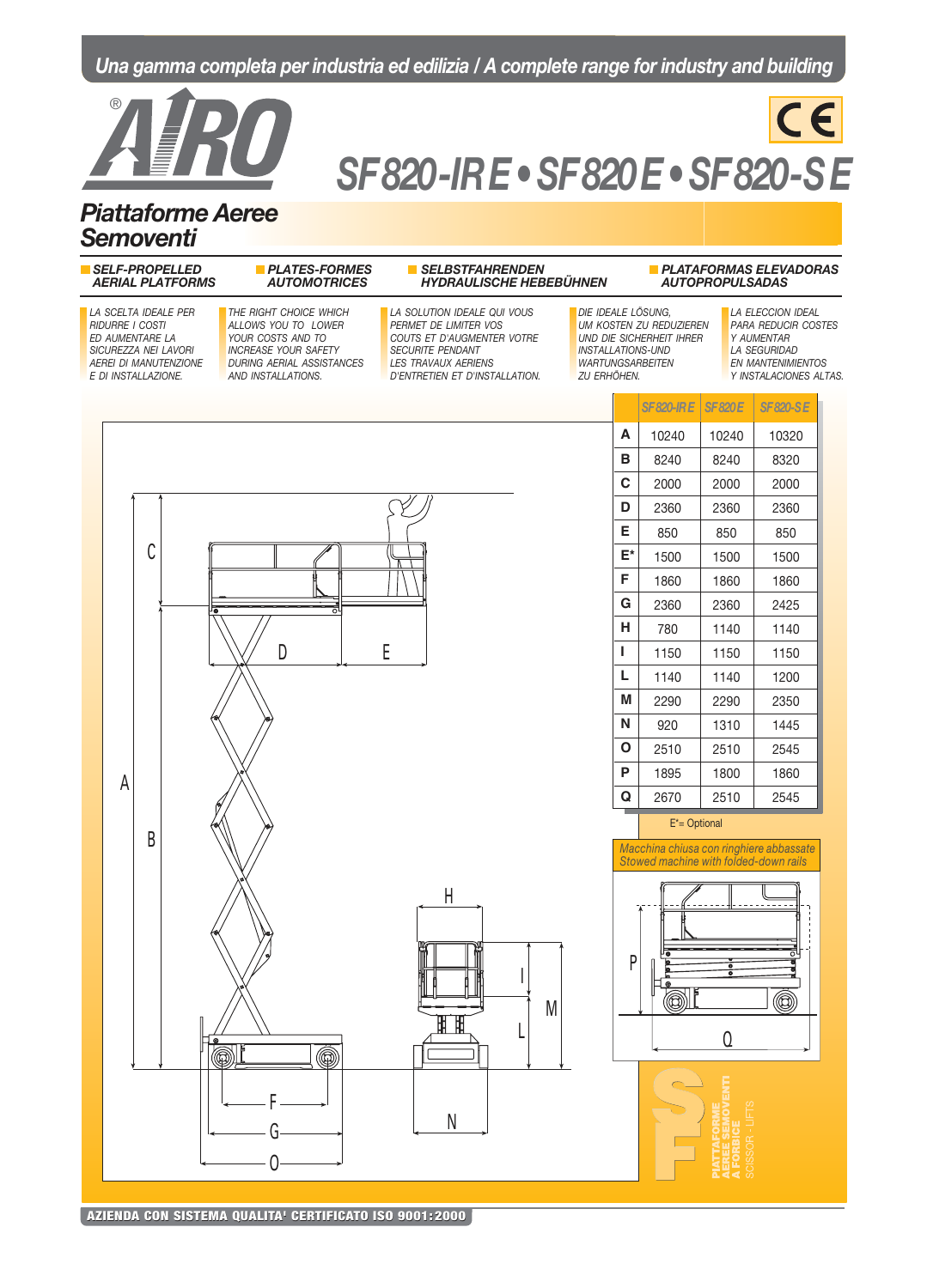Una gamma completa per industria ed edilizia / A complete range for industry and building

# AIRO®

# SF820-IRE • SF820E • SF820-SE

## Piattaforme Aeree Semoventi

**SELF-PROPELLED AERIAL PLATFORMS** | **PLATES-FORMES AUTOMOTRICES** | **SELBSTFAHRENDEN HYDRAULISCHE HEBEBÜHNEN** | **PLATAFORMAS ELEVADORAS AUTOPROPULSADAS**

LA SCELTA IDEALE PER RIDURRE I COSTI ED AUMENTARE LA SICUREZZA NEI LAVORI AEREI DI MANUTENZIONE E DI INSTALLAZIONE.

THE RIGHT CHOICE WHICH ALLOWS YOU TO LOWER YOUR COSTS AND TO INCREASE YOUR SAFETY DURING AERIAL ASSISTANCES AND INSTALLATIONS.

LA SOLUTION IDEALE QUI VOUS PERMET DE LIMITER VOS COUTS ET D'AUGMENTER VOTRE SECURITE PENDANT LES TRAVAUX AERIENS D'ENTRETIEN ET D'INSTALLATION.

DIE IDEALE LÖSUNG, UM KOSTEN ZU REDUZIEREN UND DIE SICHERHEIT IHRER INSTALLATIONS-UND WARTUNGSARBEITEN ZU ERHÖHEN.

LA ELECCION IDEAL PARA REDUCIR COSTES Y AUMENTAR LA SEGURIDAD EN MANTENIMIENTOS Y INSTALACIONES ALTAS.

| | SF820-IRE | SF820E | SF820-SE |
|---|---|---|---|
| A | 10240 | 10240 | 10320 |
| B | 8240 | 8240 | 8320 |
| C | 2000 | 2000 | 2000 |
| D | 2360 | 2360 | 2360 |
| E | 850 | 850 | 850 |
| E* | 1500 | 1500 | 1500 |
| F | 1860 | 1860 | 1860 |
| G | 2360 | 2360 | 2425 |
| H | 780 | 1140 | 1140 |
| I | 1150 | 1150 | 1150 |
| L | 1140 | 1140 | 1200 |
| M | 2290 | 2290 | 2350 |
| N | 920 | 1310 | 1445 |
| O | 2510 | 2510 | 2545 |
| P | 1895 | 1800 | 1860 |
| Q | 2670 | 2510 | 2545 |

E*= Optional

Macchina chiusa con ringhiere abbassate
Stowed machine with folded-down rails

SF — PIATTAFORME AEREE SEMOVENTI A FORBICE — SCISSOR - LIFTS

AZIENDA CON SISTEMA QUALITA' CERTIFICATO ISO 9001:2000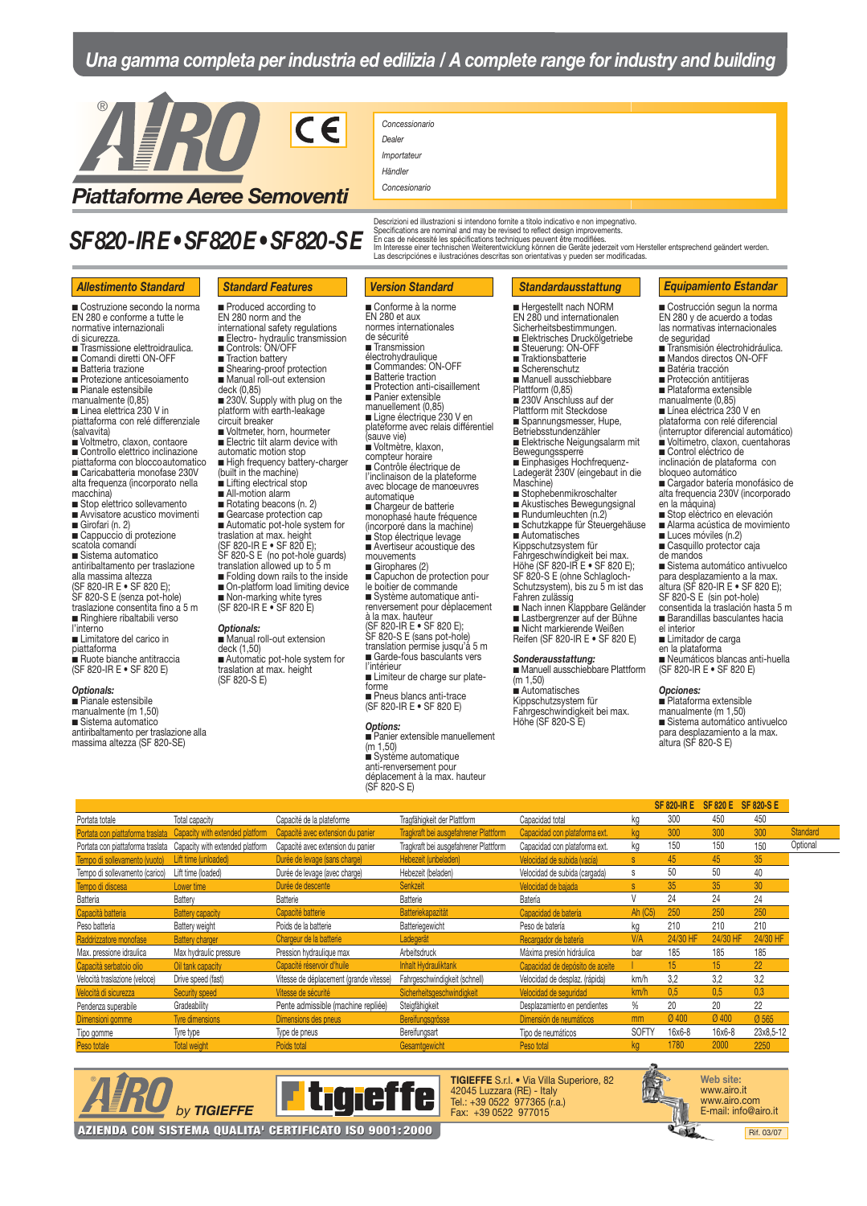# Una gamma completa per industria ed edilizia / A complete range for industry and building

AIRO®

CE

**Piattaforme Aeree Semoventi**

*Concessionario*
*Dealer*
*Importateur*
*Händler*
*Concesionario*

# SF820-IR E • SF820 E • SF820-S E

Descrizioni ed illustrazioni si intendono fornite a titolo indicativo e non impegnativo.
Specifications are nominal and may be revised to reflect design improvements.
En cas de nécessité les spécifications techniques peuvent être modifiées.
Im Interesse einer technischen Weiterentwicklung können die Geräte jederzeit vom Hersteller entsprechend geändert werden.
Las descripciónes e ilustraciónes descritas son orientativas y pueden ser modificadas.

## Allestimento Standard

- Costruzione secondo la norma EN 280 e conforme a tutte le normative internazionali di sicurezza.
- Trasmissione elettroidraulica.
- Comandi diretti ON-OFF
- Batteria trazione
- Protezione anticesoiamento
- Pianale estensibile manualmente (0,85)
- Linea elettrica 230 V in piattaforma con relé differenziale (salvavita)
- Voltmetro, claxon, contaore
- Controllo elettrico inclinazione piattaforma con blocco automatico
- Caricabatteria monofase 230V alta frequenza (incorporato nella macchina)
- Stop elettrico sollevamento
- Avvisatore acustico movimenti
- Girofari (n. 2)
- Cappuccio di protezione scatola comandi
- Sistema automatico antiribaltamento per traslazione alla massima altezza (SF 820-IR E • SF 820 E); SF 820-S E (senza pot-hole) traslazione consentita fino a 5 m
- Ringhiere ribaltabili verso l'interno
- Limitatore del carico in piattaforma
- Ruote bianche antitraccia (SF 820-IR E • SF 820 E)

**Optionals:**
- Pianale estensibile manualmente (m 1,50)
- Sistema automatico antiribaltamento per traslazione alla massima altezza (SF 820-SE)

## Standard Features

- Produced according to EN 280 norm and the international safety regulations
- Electro- hydraulic transmission
- Controls: ON/OFF
- Traction battery
- Shearing-proof protection
- Manual roll-out extension deck (0,85)
- 230V. Supply with plug on the platform with earth-leakage circuit breaker
- Voltmeter, horn, hourmeter
- Electric tilt alarm device with automatic motion stop
- High frequency battery-charger (built in the machine)
- Lifting electrical stop
- All-motion alarm
- Rotating beacons (n. 2)
- Gearcase protection cap
- Automatic pot-hole system for traslation at max. height (SF 820-IR E • SF 820 E); SF 820-S E (no pot-hole guards) translation allowed up to 5 m
- Folding down rails to the inside
- On-platform load limiting device
- Non-marking white tyres (SF 820-IR E • SF 820 E)

**Optionals:**
- Manual roll-out extension deck (1,50)
- Automatic pot-hole system for traslation at max. height (SF 820-S E)

## Version Standard

- Conforme à la norme EN 280 et aux normes internationales de sécurité
- Transmission électrohydraulique
- Commandes: ON-OFF
- Batterie traction
- Protection anti-cisaillement
- Panier extensible manuellement (0,85)
- Ligne électrique 230 V en plateforme avec relais différentiel (sauve vie)
- Voltmètre, klaxon, compteur horaire
- Contrôle électrique de l'inclinaison de la plateforme avec blocage de manoeuvres automatique
- Chargeur de batterie monophasé haute fréquence (incorporé dans la machine)
- Stop électrique levage
- Avertisseur acoustique des mouvements
- Girophares (2)
- Capuchon de protection pour le boitier de commande
- Système automatique anti-renversement pour déplacement à la max. hauteur (SF 820-IR E • SF 820 E); SF 820-S E (sans pot-hole) translation permise jusqu'à 5 m
- Garde-fous basculants vers l'intérieur
- Limiteur de charge sur plate-forme
- Pneus blancs anti-trace (SF 820-IR E • SF 820 E)

**Options:**
- Panier extensible manuellement (m 1,50)
- Système automatique anti-renversement pour déplacement à la max. hauteur (SF 820-S E)

## Standardausstattung

- Hergestellt nach NORM EN 280 und internationalen Sicherheitsbestimmungen.
- Elektrisches Druckölgetriebe
- Steuerung: ON-OFF
- Traktionsbatterie
- Scherenschutz
- Manuell ausschiebbare Plattform (0,85)
- 230V Anschluss auf der Plattform mit Steckdose
- Spannungsmesser, Hupe, Betriebsstundenzähler
- Elektrische Neigungsalarm mit Bewegungssperre
- Einphasiges Hochfrequenz-Ladegerät 230V (eingebaut in die Maschine)
- Stophebenmikroschalter
- Akustisches Bewegungsignal
- Rundumleuchten (n.2)
- Schutzkappe für Steuergehäuse
- Automatisches Kippschutzsystem für Fahrgeschwindigkeit bei max. Höhe (SF 820-IR E • SF 820 E); SF 820-S E (ohne Schlagloch-Schutzsystem), bis zu 5 m ist das Fahren zulässig
- Nach innen Klappbare Geländer
- Lastbergrenzer auf der Bühne
- Nicht markierende Weißen Reifen (SF 820-IR E • SF 820 E)

**Sonderausstattung:**
- Manuell ausschiebbare Plattform (m 1,50)
- Automatisches Kippschutzsystem für Fahrgeschwindigkeit bei max. Höhe (SF 820-S E)

## Equipamiento Estandar

- Costrucción segun la norma EN 280 y de acuerdo a todas las normativas internacionales de seguridad
- Transmisión electrohidráulica.
- Mandos directos ON-OFF
- Batéria tracción
- Protección antitijeras
- Plataforma extensible manualmente (0,85)
- Línea eléctrica 230 V en plataforma con relé diferencial (interruptor diferencial automático)
- Voltimetro, claxon, cuentahoras
- Control eléctrico de inclinación de plataforma con bloqueo automático
- Cargador batería monofásico de alta frequencia 230V (incorporado en la máquina)
- Stop eléctrico en elevación
- Alarma acústica de movimiento
- Luces móviles (n.2)
- Casquillo protector caja de mandos
- Sistema automático antivuelco para desplazamiento a la max. altura (SF 820-IR E • SF 820 E); SF 820-S E (sin pot-hole) consentida la traslación hasta 5 m
- Barandillas basculantes hacia el interior
- Limitador de carga en la plataforma
- Neumáticos blancas anti-huella (SF 820-IR E • SF 820 E)

**Opciones:**
- Plataforma extensible manualmente (m 1,50)
- Sistema automático antivuelco para desplazamiento a la max. altura (SF 820-S E)

| | | | | | | SF 820-IR E | SF 820 E | SF 820-S E | |
|---|---|---|---|---|---|---|---|---|---|
| Portata totale | Total capacity | Capacité de la plateforme | Tragfähigkeit der Plattform | Capacidad total | kg | 300 | 450 | 450 | |
| Portata con piattaforma traslata | Capacity with extended platform | Capacité avec extension du panier | Tragkraft bei ausgefahrener Plattform | Capacidad con plataforma ext. | kg | 300 | 300 | 300 | Standard |
| Portata con piattaforma traslata | Capacity with extended platform | Capacité avec extension du panier | Tragkraft bei ausgefahrener Plattform | Capacidad con plataforma ext. | kg | 150 | 150 | 150 | Optional |
| Tempo di sollevamento (vuoto) | Lift time (unloaded) | Durée de levage (sans charge) | Hebezeit (unbeladen) | Velocidad de subida (vacía) | s | 45 | 45 | 35 | |
| Tempo di sollevamento (carico) | Lift time (loaded) | Durée de levage (avec charge) | Hebezeit (beladen) | Velocidad de subida (cargada) | s | 50 | 50 | 40 | |
| Tempo di discesa | Lower time | Durée de descente | Senkzeit | Velocidad de bajada | s | 35 | 35 | 30 | |
| Batteria | Battery | Batterie | Batterie | Batería | V | 24 | 24 | 24 | |
| Capacità batteria | Battery capacity | Capacité batterie | Batteriekapazität | Capacidad de batería | Ah (C5) | 250 | 250 | 250 | |
| Peso batteria | Battery weight | Poids de la batterie | Batteriegewicht | Peso de batería | kg | 210 | 210 | 210 | |
| Raddrizzatore monofase | Battery charger | Chargeur de la batterie | Ladegerät | Recargador de batería | V/A | 24/30 HF | 24/30 HF | 24/30 HF | |
| Max. pressione idraulica | Max hydraulic pressure | Pression hydraulique max | Arbeitsdruck | Máxima presión hidráulica | bar | 185 | 185 | 185 | |
| Capacità serbatoio olio | Oil tank capacity | Capacité réservoir d'huile | Inhalt Hydrauliktank | Capacidad de depósito de aceite | l | 15 | 15 | 22 | |
| Velocità traslazione (veloce) | Drive speed (fast) | Vitesse de déplacement (grande vitesse) | Fahrgeschwindigkeit (schnell) | Velocidad de desplaz. (rápida) | km/h | 3,2 | 3,2 | 3,2 | |
| Velocità di sicurezza | Security speed | Vitesse de sécurité | Sicherheitsgeschwindigkeit | Velocidad de seguridad | km/h | 0,5 | 0,5 | 0,3 | |
| Pendenza superabile | Gradeability | Pente admissible (machine repliée) | Steigfähigkeit | Desplazamiento en pendientes | % | 20 | 20 | 22 | |
| Dimensioni gomme | Tyre dimensions | Dimensions des pneus | Bereifungsgrösse | Dimensión de neumáticos | mm | Ø 400 | Ø 400 | Ø 565 | |
| Tipo gomme | Tyre type | Type de pneus | Bereifungsart | Tipo de neumáticos | SOFTY | 16x6-8 | 16x6-8 | 23x8,5-12 | |
| Peso totale | Total weight | Poids total | Gesamtgewicht | Peso total | kg | 1780 | 2000 | 2250 | |

AIRO® by TIGIEFFE

tigieffe

**TIGIEFFE** S.r.l. • Via Villa Superiore, 82
42045 Luzzara (RE) - Italy
Tel.: +39 0522 977365 (r.a.)
Fax: +39 0522 977015

Web site:
www.airo.it
www.airo.com
E-mail: info@airo.it

AZIENDA CON SISTEMA QUALITA' CERTIFICATO ISO 9001:2000

Rif. 03/07